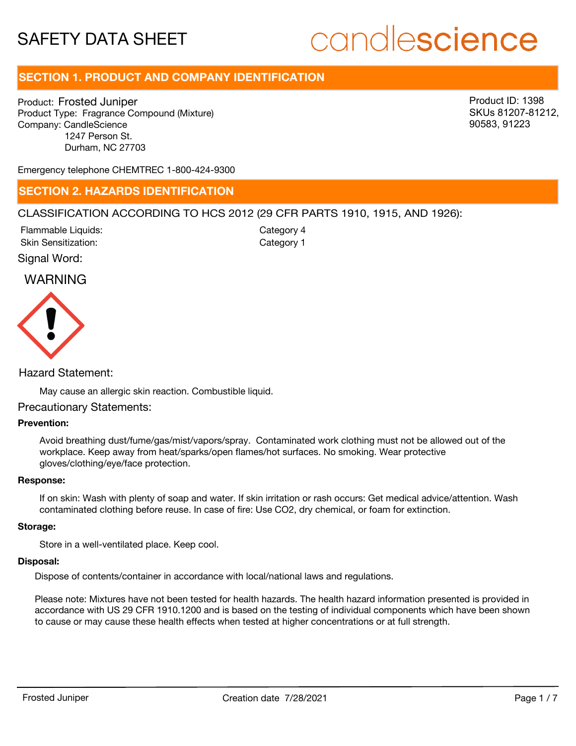# SAFETY DATA SHEET

candlescience

## SECTION 1. PRODUCT AND COMPANY IDENTIFICATION

Product: Frosted Juniper
Product Type: Fragrance Compound (Mixture)
Company: CandleScience
1247 Person St.
Durham, NC 27703

Product ID: 1398
SKUs 81207-81212, 90583, 91223

Emergency telephone CHEMTREC 1-800-424-9300

## SECTION 2. HAZARDS IDENTIFICATION

CLASSIFICATION ACCORDING TO HCS 2012 (29 CFR PARTS 1910, 1915, AND 1926):

| | |
|---|---|
| Flammable Liquids: | Category 4 |
| Skin Sensitization: | Category 1 |

Signal Word:

WARNING

Hazard Statement:

May cause an allergic skin reaction. Combustible liquid.

Precautionary Statements:

**Prevention:**

Avoid breathing dust/fume/gas/mist/vapors/spray. Contaminated work clothing must not be allowed out of the workplace. Keep away from heat/sparks/open flames/hot surfaces. No smoking. Wear protective gloves/clothing/eye/face protection.

**Response:**

If on skin: Wash with plenty of soap and water. If skin irritation or rash occurs: Get medical advice/attention. Wash contaminated clothing before reuse. In case of fire: Use $CO_2$, dry chemical, or foam for extinction.

**Storage:**

Store in a well-ventilated place. Keep cool.

**Disposal:**

Dispose of contents/container in accordance with local/national laws and regulations.

Please note: Mixtures have not been tested for health hazards. The health hazard information presented is provided in accordance with US 29 CFR 1910.1200 and is based on the testing of individual components which have been shown to cause or may cause these health effects when tested at higher concentrations or at full strength.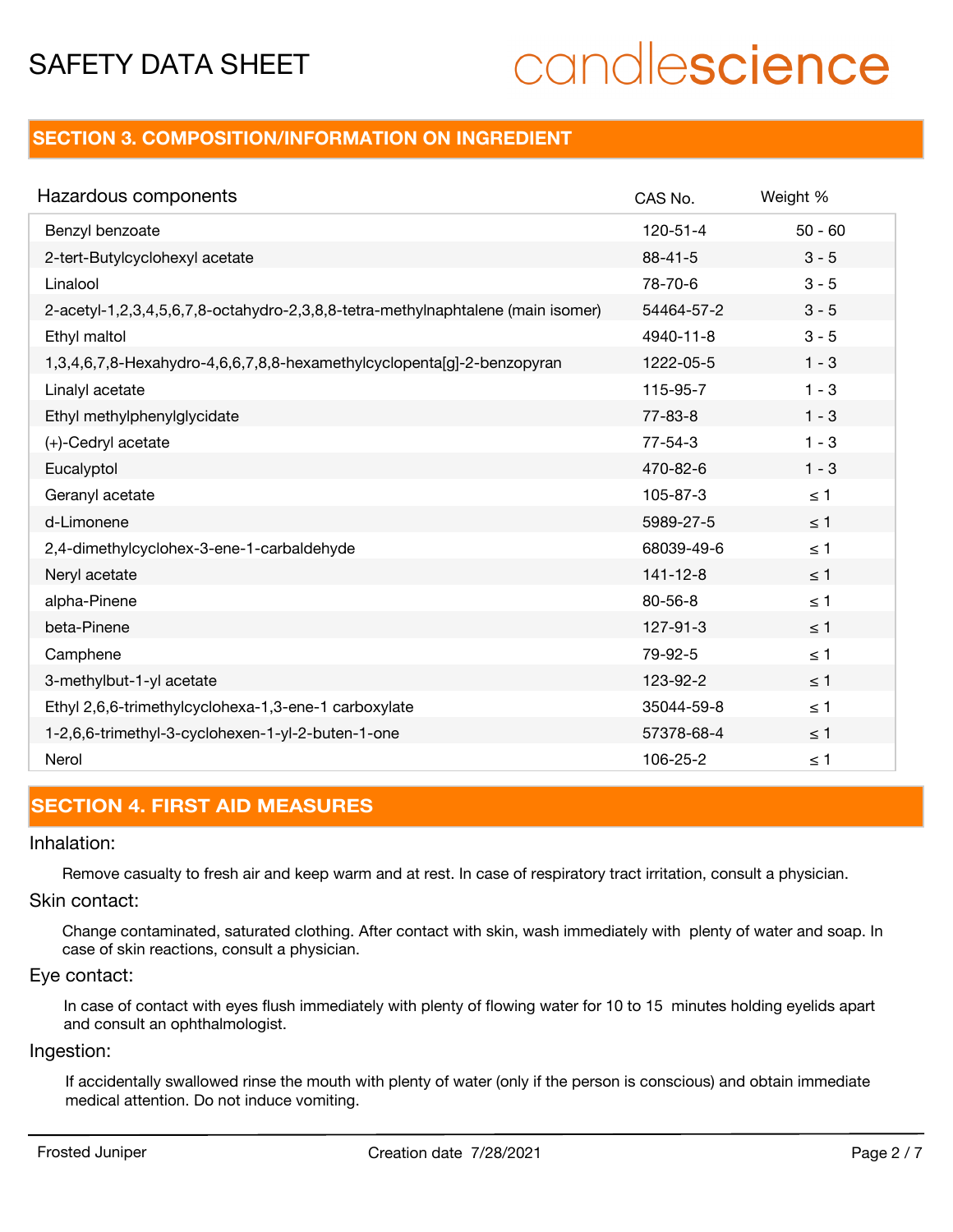## SECTION 3. COMPOSITION/INFORMATION ON INGREDIENT

| Hazardous components | CAS No. | Weight % |
|---|---|---|
| Benzyl benzoate | 120-51-4 | 50 - 60 |
| 2-tert-Butylcyclohexyl acetate | 88-41-5 | 3 - 5 |
| Linalool | 78-70-6 | 3 - 5 |
| 2-acetyl-1,2,3,4,5,6,7,8-octahydro-2,3,8,8-tetra-methylnaphtalene (main isomer) | 54464-57-2 | 3 - 5 |
| Ethyl maltol | 4940-11-8 | 3 - 5 |
| 1,3,4,6,7,8-Hexahydro-4,6,6,7,8,8-hexamethylcyclopenta[g]-2-benzopyran | 1222-05-5 | 1 - 3 |
| Linalyl acetate | 115-95-7 | 1 - 3 |
| Ethyl methylphenylglycidate | 77-83-8 | 1 - 3 |
| (+)-Cedryl acetate | 77-54-3 | 1 - 3 |
| Eucalyptol | 470-82-6 | 1 - 3 |
| Geranyl acetate | 105-87-3 | ≤ 1 |
| d-Limonene | 5989-27-5 | ≤ 1 |
| 2,4-dimethylcyclohex-3-ene-1-carbaldehyde | 68039-49-6 | ≤ 1 |
| Neryl acetate | 141-12-8 | ≤ 1 |
| alpha-Pinene | 80-56-8 | ≤ 1 |
| beta-Pinene | 127-91-3 | ≤ 1 |
| Camphene | 79-92-5 | ≤ 1 |
| 3-methylbut-1-yl acetate | 123-92-2 | ≤ 1 |
| Ethyl 2,6,6-trimethylcyclohexa-1,3-ene-1 carboxylate | 35044-59-8 | ≤ 1 |
| 1-2,6,6-trimethyl-3-cyclohexen-1-yl-2-buten-1-one | 57378-68-4 | ≤ 1 |
| Nerol | 106-25-2 | ≤ 1 |

## SECTION 4. FIRST AID MEASURES

### Inhalation:

Remove casualty to fresh air and keep warm and at rest. In case of respiratory tract irritation, consult a physician.

### Skin contact:

Change contaminated, saturated clothing. After contact with skin, wash immediately with plenty of water and soap. In case of skin reactions, consult a physician.

### Eye contact:

In case of contact with eyes flush immediately with plenty of flowing water for 10 to 15 minutes holding eyelids apart and consult an ophthalmologist.

### Ingestion:

If accidentally swallowed rinse the mouth with plenty of water (only if the person is conscious) and obtain immediate medical attention. Do not induce vomiting.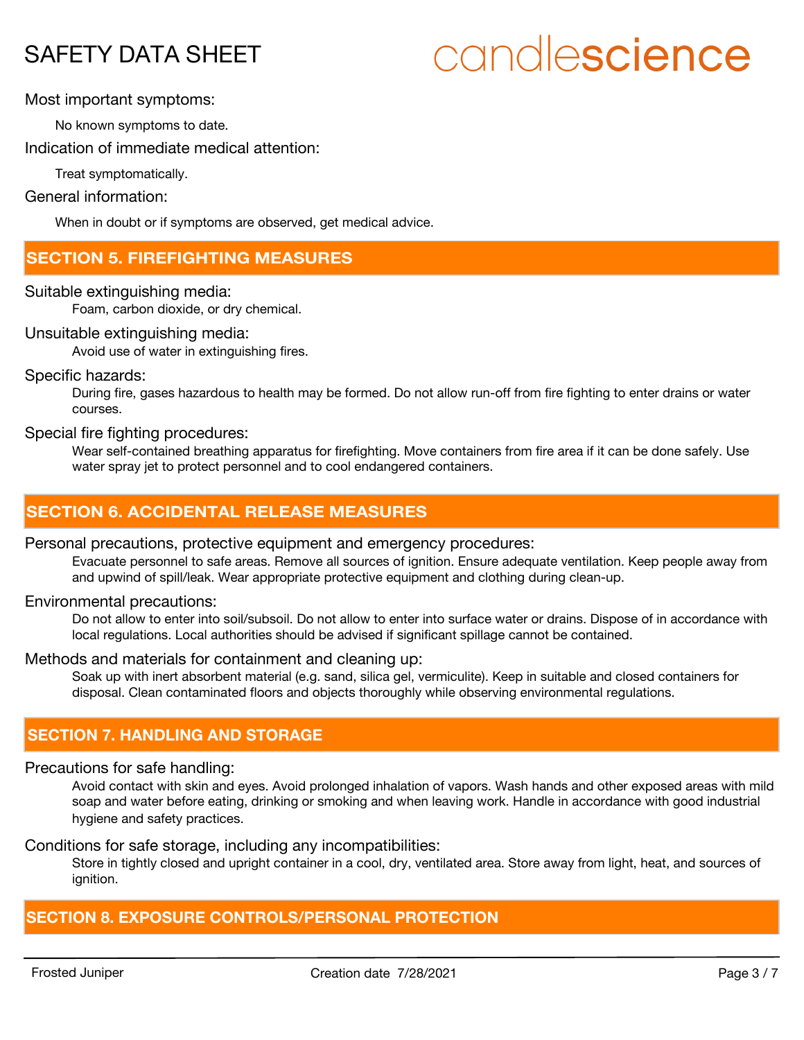Most important symptoms:

No known symptoms to date.

Indication of immediate medical attention:

Treat symptomatically.

General information:

When in doubt or if symptoms are observed, get medical advice.

## SECTION 5. FIREFIGHTING MEASURES

Suitable extinguishing media:

Foam, carbon dioxide, or dry chemical.

Unsuitable extinguishing media:

Avoid use of water in extinguishing fires.

Specific hazards:

During fire, gases hazardous to health may be formed. Do not allow run-off from fire fighting to enter drains or water courses.

Special fire fighting procedures:

Wear self-contained breathing apparatus for firefighting. Move containers from fire area if it can be done safely. Use water spray jet to protect personnel and to cool endangered containers.

## SECTION 6. ACCIDENTAL RELEASE MEASURES

Personal precautions, protective equipment and emergency procedures:

Evacuate personnel to safe areas. Remove all sources of ignition. Ensure adequate ventilation. Keep people away from and upwind of spill/leak. Wear appropriate protective equipment and clothing during clean-up.

Environmental precautions:

Do not allow to enter into soil/subsoil. Do not allow to enter into surface water or drains. Dispose of in accordance with local regulations. Local authorities should be advised if significant spillage cannot be contained.

Methods and materials for containment and cleaning up:

Soak up with inert absorbent material (e.g. sand, silica gel, vermiculite). Keep in suitable and closed containers for disposal. Clean contaminated floors and objects thoroughly while observing environmental regulations.

## SECTION 7. HANDLING AND STORAGE

Precautions for safe handling:

Avoid contact with skin and eyes. Avoid prolonged inhalation of vapors. Wash hands and other exposed areas with mild soap and water before eating, drinking or smoking and when leaving work. Handle in accordance with good industrial hygiene and safety practices.

Conditions for safe storage, including any incompatibilities:

Store in tightly closed and upright container in a cool, dry, ventilated area. Store away from light, heat, and sources of ignition.

## SECTION 8. EXPOSURE CONTROLS/PERSONAL PROTECTION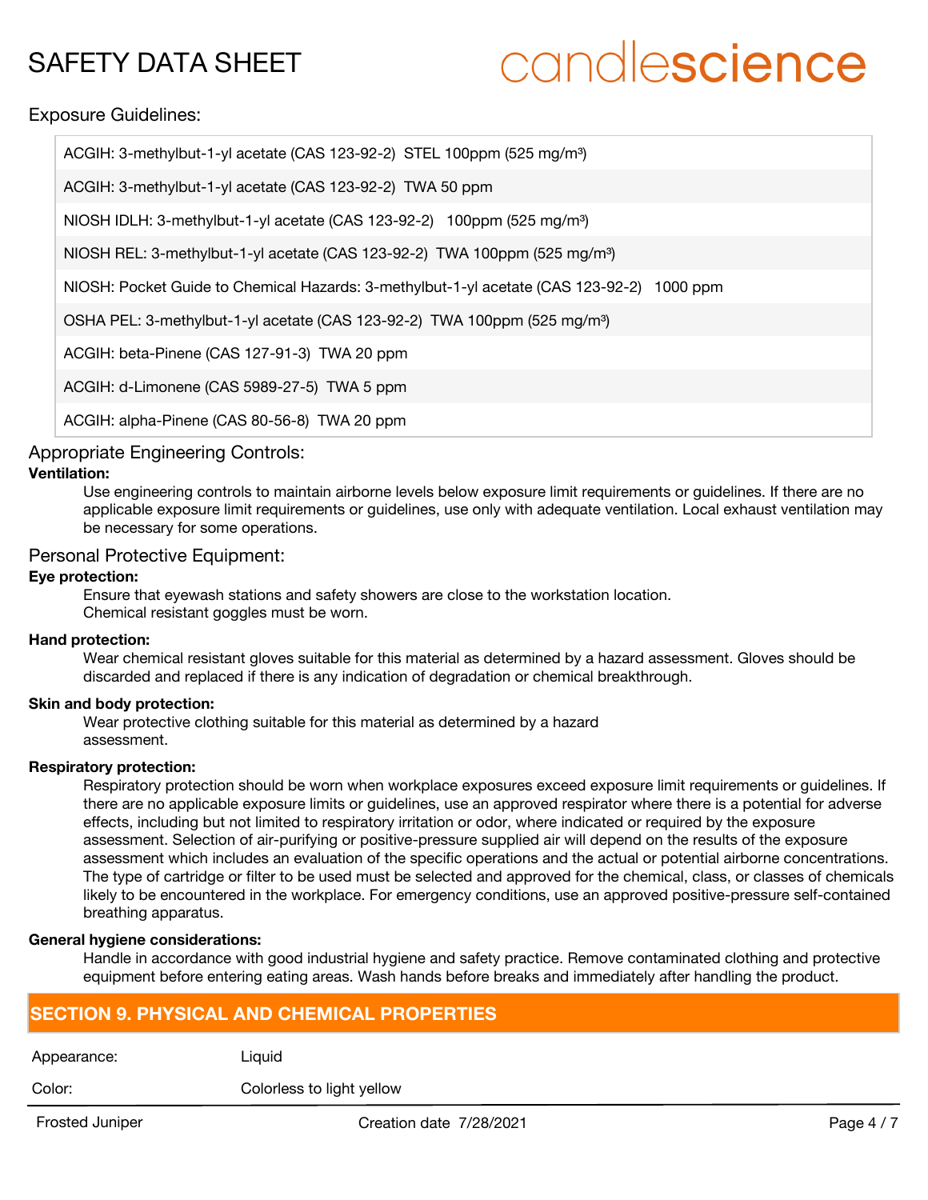## Exposure Guidelines:

| |
|---|
| ACGIH: 3-methylbut-1-yl acetate (CAS 123-92-2) STEL 100ppm (525 mg/m³) |
| ACGIH: 3-methylbut-1-yl acetate (CAS 123-92-2) TWA 50 ppm |
| NIOSH IDLH: 3-methylbut-1-yl acetate (CAS 123-92-2) 100ppm (525 mg/m³) |
| NIOSH REL: 3-methylbut-1-yl acetate (CAS 123-92-2) TWA 100ppm (525 mg/m³) |
| NIOSH: Pocket Guide to Chemical Hazards: 3-methylbut-1-yl acetate (CAS 123-92-2) 1000 ppm |
| OSHA PEL: 3-methylbut-1-yl acetate (CAS 123-92-2) TWA 100ppm (525 mg/m³) |
| ACGIH: beta-Pinene (CAS 127-91-3) TWA 20 ppm |
| ACGIH: d-Limonene (CAS 5989-27-5) TWA 5 ppm |
| ACGIH: alpha-Pinene (CAS 80-56-8) TWA 20 ppm |

## Appropriate Engineering Controls:

**Ventilation:**

Use engineering controls to maintain airborne levels below exposure limit requirements or guidelines. If there are no applicable exposure limit requirements or guidelines, use only with adequate ventilation. Local exhaust ventilation may be necessary for some operations.

## Personal Protective Equipment:

**Eye protection:**

Ensure that eyewash stations and safety showers are close to the workstation location.
Chemical resistant goggles must be worn.

**Hand protection:**

Wear chemical resistant gloves suitable for this material as determined by a hazard assessment. Gloves should be discarded and replaced if there is any indication of degradation or chemical breakthrough.

**Skin and body protection:**

Wear protective clothing suitable for this material as determined by a hazard assessment.

**Respiratory protection:**

Respiratory protection should be worn when workplace exposures exceed exposure limit requirements or guidelines. If there are no applicable exposure limits or guidelines, use an approved respirator where there is a potential for adverse effects, including but not limited to respiratory irritation or odor, where indicated or required by the exposure assessment. Selection of air-purifying or positive-pressure supplied air will depend on the results of the exposure assessment which includes an evaluation of the specific operations and the actual or potential airborne concentrations. The type of cartridge or filter to be used must be selected and approved for the chemical, class, or classes of chemicals likely to be encountered in the workplace. For emergency conditions, use an approved positive-pressure self-contained breathing apparatus.

**General hygiene considerations:**

Handle in accordance with good industrial hygiene and safety practice. Remove contaminated clothing and protective equipment before entering eating areas. Wash hands before breaks and immediately after handling the product.

## SECTION 9. PHYSICAL AND CHEMICAL PROPERTIES

| | |
|---|---|
| Appearance: | Liquid |
| Color: | Colorless to light yellow |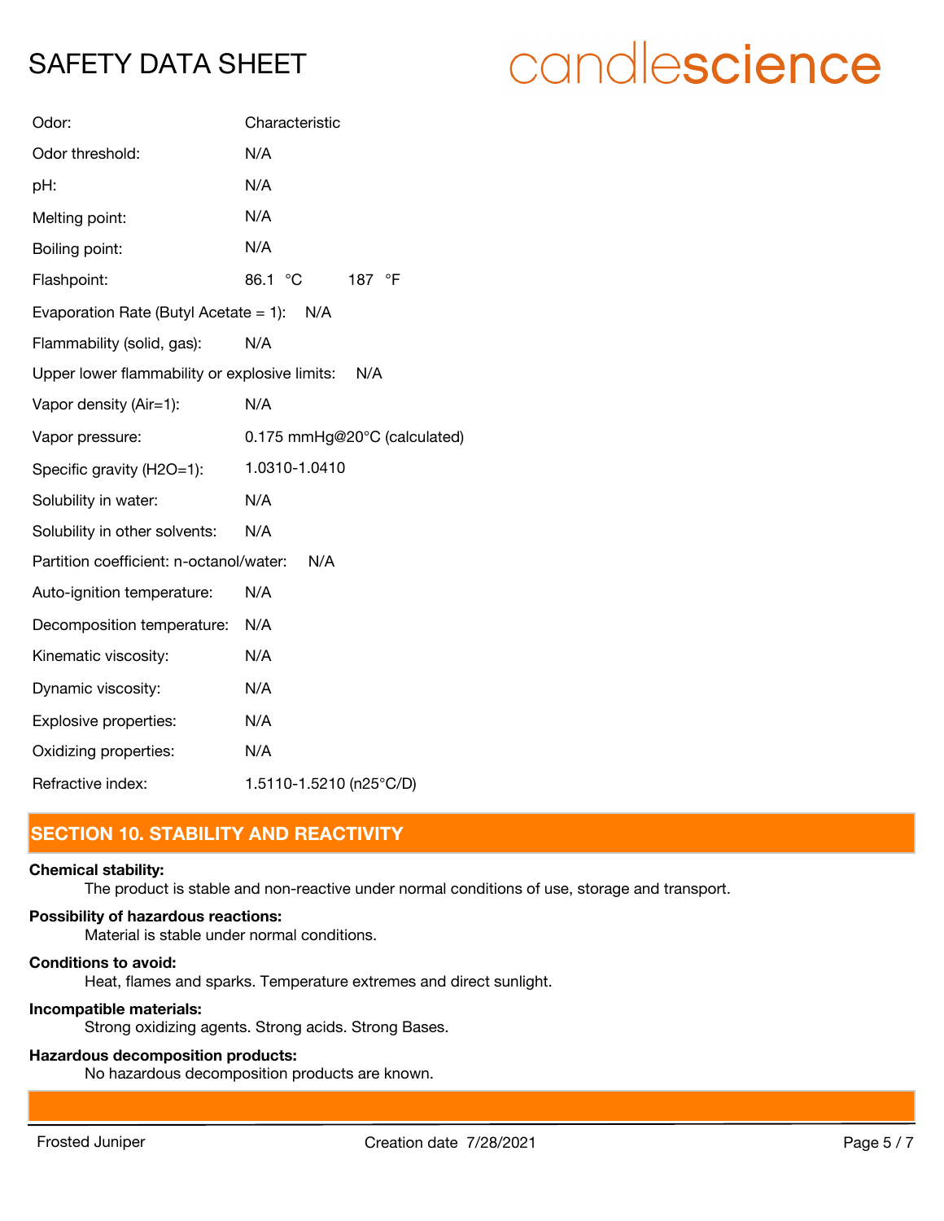| | |
|---|---|
| Odor: | Characteristic |
| Odor threshold: | N/A |
| pH: | N/A |
| Melting point: | N/A |
| Boiling point: | N/A |
| Flashpoint: | 86.1 °C 187 °F |
| Evaporation Rate (Butyl Acetate = 1): | N/A |
| Flammability (solid, gas): | N/A |
| Upper lower flammability or explosive limits: | N/A |
| Vapor density (Air=1): | N/A |
| Vapor pressure: | 0.175 mmHg@20°C (calculated) |
| Specific gravity (H2O=1): | 1.0310-1.0410 |
| Solubility in water: | N/A |
| Solubility in other solvents: | N/A |
| Partition coefficient: n-octanol/water: | N/A |
| Auto-ignition temperature: | N/A |
| Decomposition temperature: | N/A |
| Kinematic viscosity: | N/A |
| Dynamic viscosity: | N/A |
| Explosive properties: | N/A |
| Oxidizing properties: | N/A |
| Refractive index: | 1.5110-1.5210 (n25°C/D) |

## SECTION 10. STABILITY AND REACTIVITY

**Chemical stability:**

The product is stable and non-reactive under normal conditions of use, storage and transport.

**Possibility of hazardous reactions:**

Material is stable under normal conditions.

**Conditions to avoid:**

Heat, flames and sparks. Temperature extremes and direct sunlight.

**Incompatible materials:**

Strong oxidizing agents. Strong acids. Strong Bases.

**Hazardous decomposition products:**

No hazardous decomposition products are known.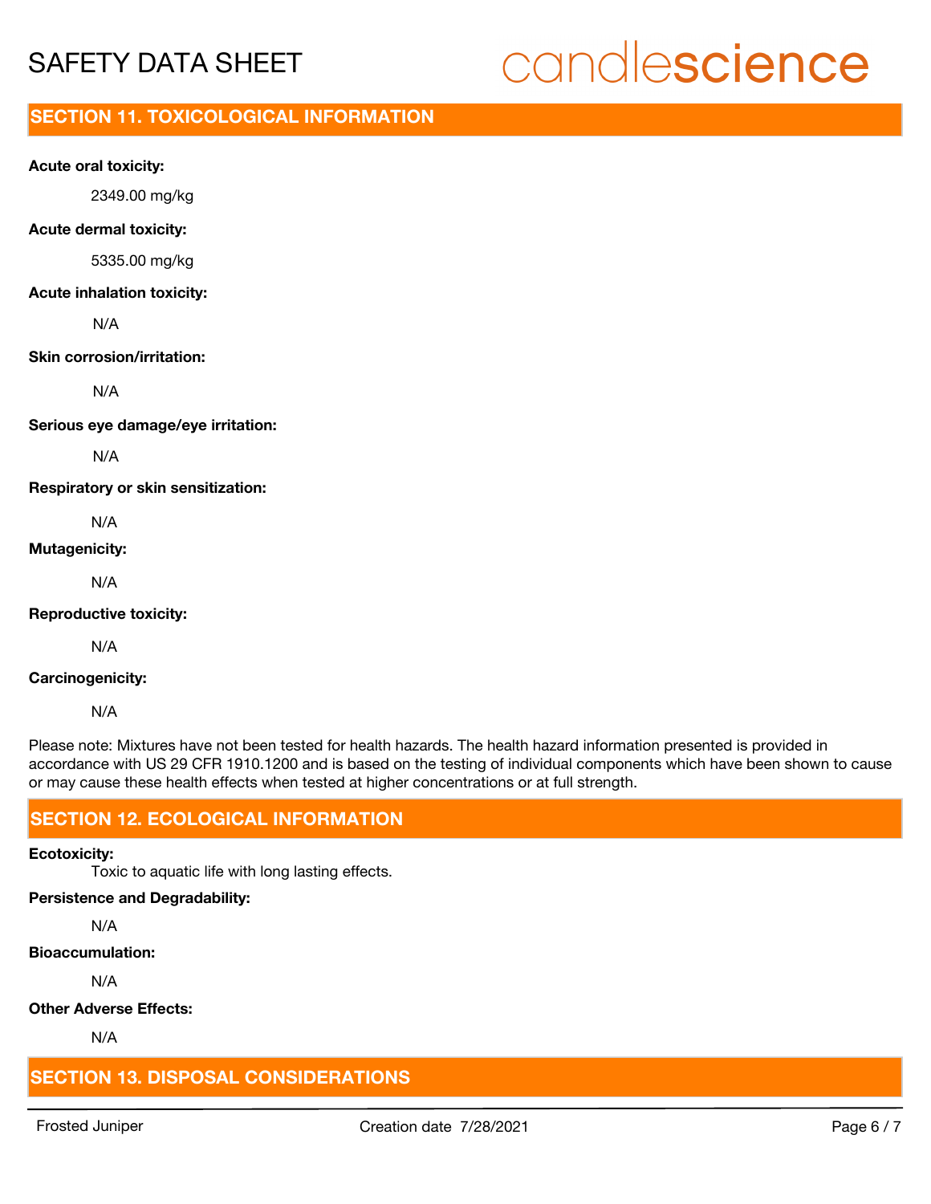## SECTION 11. TOXICOLOGICAL INFORMATION

**Acute oral toxicity:**

2349.00 mg/kg

**Acute dermal toxicity:**

5335.00 mg/kg

**Acute inhalation toxicity:**

N/A

**Skin corrosion/irritation:**

N/A

**Serious eye damage/eye irritation:**

N/A

**Respiratory or skin sensitization:**

N/A

**Mutagenicity:**

N/A

**Reproductive toxicity:**

N/A

**Carcinogenicity:**

N/A

Please note: Mixtures have not been tested for health hazards. The health hazard information presented is provided in accordance with US 29 CFR 1910.1200 and is based on the testing of individual components which have been shown to cause or may cause these health effects when tested at higher concentrations or at full strength.

## SECTION 12. ECOLOGICAL INFORMATION

**Ecotoxicity:**

Toxic to aquatic life with long lasting effects.

**Persistence and Degradability:**

N/A

**Bioaccumulation:**

N/A

**Other Adverse Effects:**

N/A

## SECTION 13. DISPOSAL CONSIDERATIONS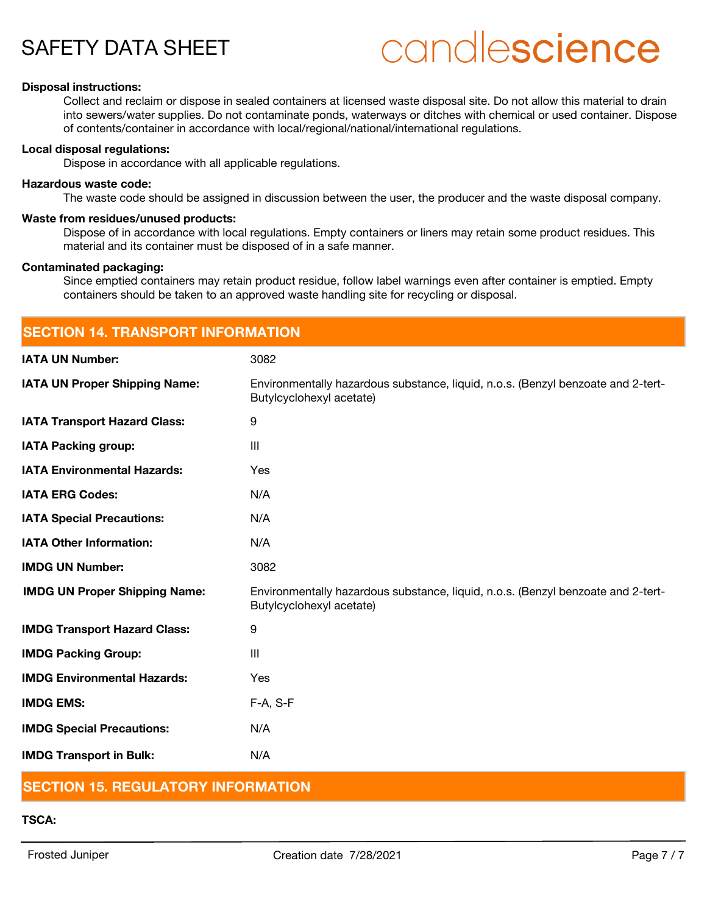**Disposal instructions:**

Collect and reclaim or dispose in sealed containers at licensed waste disposal site. Do not allow this material to drain into sewers/water supplies. Do not contaminate ponds, waterways or ditches with chemical or used container. Dispose of contents/container in accordance with local/regional/national/international regulations.

**Local disposal regulations:**

Dispose in accordance with all applicable regulations.

**Hazardous waste code:**

The waste code should be assigned in discussion between the user, the producer and the waste disposal company.

**Waste from residues/unused products:**

Dispose of in accordance with local regulations. Empty containers or liners may retain some product residues. This material and its container must be disposed of in a safe manner.

**Contaminated packaging:**

Since emptied containers may retain product residue, follow label warnings even after container is emptied. Empty containers should be taken to an approved waste handling site for recycling or disposal.

## SECTION 14. TRANSPORT INFORMATION

| | |
|---|---|
| **IATA UN Number:** | 3082 |
| **IATA UN Proper Shipping Name:** | Environmentally hazardous substance, liquid, n.o.s. (Benzyl benzoate and 2-tert-Butylcyclohexyl acetate) |
| **IATA Transport Hazard Class:** | 9 |
| **IATA Packing group:** | III |
| **IATA Environmental Hazards:** | Yes |
| **IATA ERG Codes:** | N/A |
| **IATA Special Precautions:** | N/A |
| **IATA Other Information:** | N/A |
| **IMDG UN Number:** | 3082 |
| **IMDG UN Proper Shipping Name:** | Environmentally hazardous substance, liquid, n.o.s. (Benzyl benzoate and 2-tert-Butylcyclohexyl acetate) |
| **IMDG Transport Hazard Class:** | 9 |
| **IMDG Packing Group:** | III |
| **IMDG Environmental Hazards:** | Yes |
| **IMDG EMS:** | F-A, S-F |
| **IMDG Special Precautions:** | N/A |
| **IMDG Transport in Bulk:** | N/A |

## SECTION 15. REGULATORY INFORMATION

**TSCA:**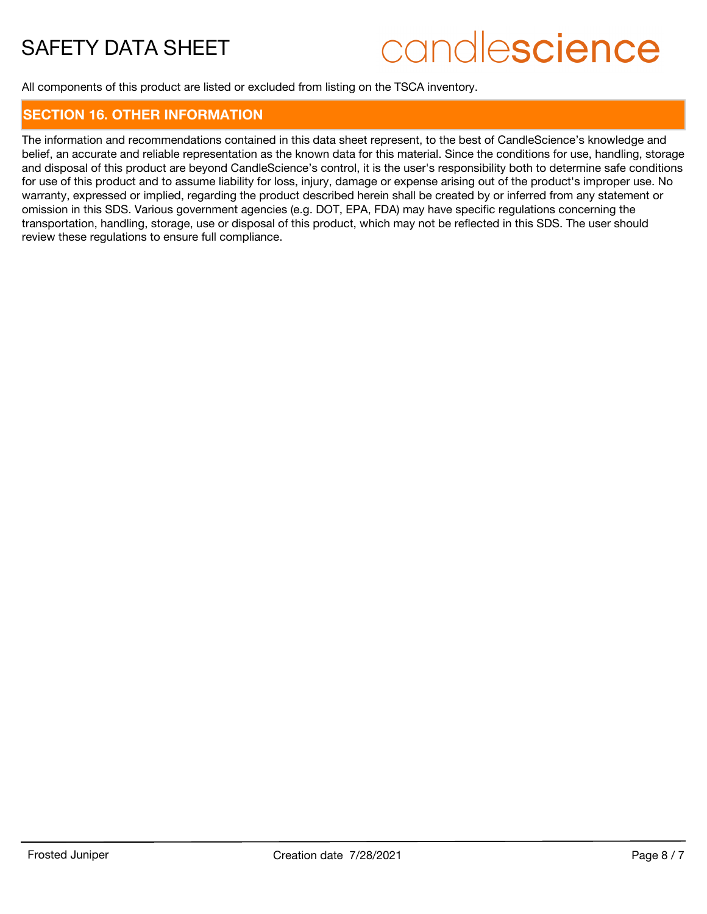All components of this product are listed or excluded from listing on the TSCA inventory.

## SECTION 16. OTHER INFORMATION

The information and recommendations contained in this data sheet represent, to the best of CandleScience's knowledge and belief, an accurate and reliable representation as the known data for this material. Since the conditions for use, handling, storage and disposal of this product are beyond CandleScience's control, it is the user's responsibility both to determine safe conditions for use of this product and to assume liability for loss, injury, damage or expense arising out of the product's improper use. No warranty, expressed or implied, regarding the product described herein shall be created by or inferred from any statement or omission in this SDS. Various government agencies (e.g. DOT, EPA, FDA) may have specific regulations concerning the transportation, handling, storage, use or disposal of this product, which may not be reflected in this SDS. The user should review these regulations to ensure full compliance.